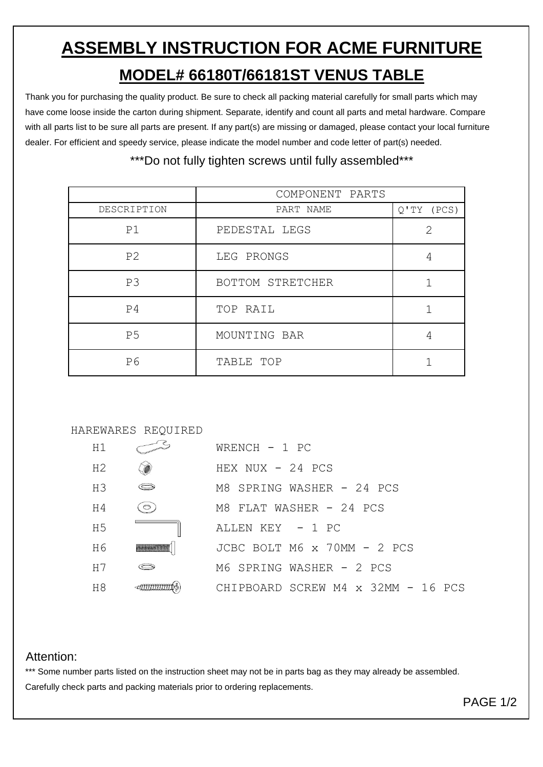# ASSEMBLY INSTRUCTION FOR ACME FURNITURE

## MODEL# 66180T/66181ST VENUS TABLE

Thank you for purchasing the quality product. Be sure to check all packing material carefully for small parts which may have come loose inside the carton during shipment. Separate, identify and count all parts and metal hardware. Compare with all parts list to be sure all parts are present. If any part(s) are missing or damaged, please contact your local furniture dealer. For efficient and speedy service, please indicate the model number and code letter of part(s) needed.

***Do not fully tighten screws until fully assembled***

| | COMPONENT PARTS | |
|---|---|---|
| DESCRIPTION | PART NAME | Q'TY (PCS) |
| P1 | PEDESTAL LEGS | 2 |
| P2 | LEG PRONGS | 4 |
| P3 | BOTTOM STRETCHER | 1 |
| P4 | TOP RAIL | 1 |
| P5 | MOUNTING BAR | 4 |
| P6 | TABLE TOP | 1 |

HAREWARES REQUIRED

- H1 WRENCH - 1 PC
- H2 HEX NUX - 24 PCS
- H3 M8 SPRING WASHER - 24 PCS
- H4 M8 FLAT WASHER - 24 PCS
- H5 ALLEN KEY - 1 PC
- H6 JCBC BOLT M6 x 70MM - 2 PCS
- H7 M6 SPRING WASHER - 2 PCS
- H8 CHIPBOARD SCREW M4 x 32MM - 16 PCS

Attention:

*** Some number parts listed on the instruction sheet may not be in parts bag as they may already be assembled. Carefully check parts and packing materials prior to ordering replacements.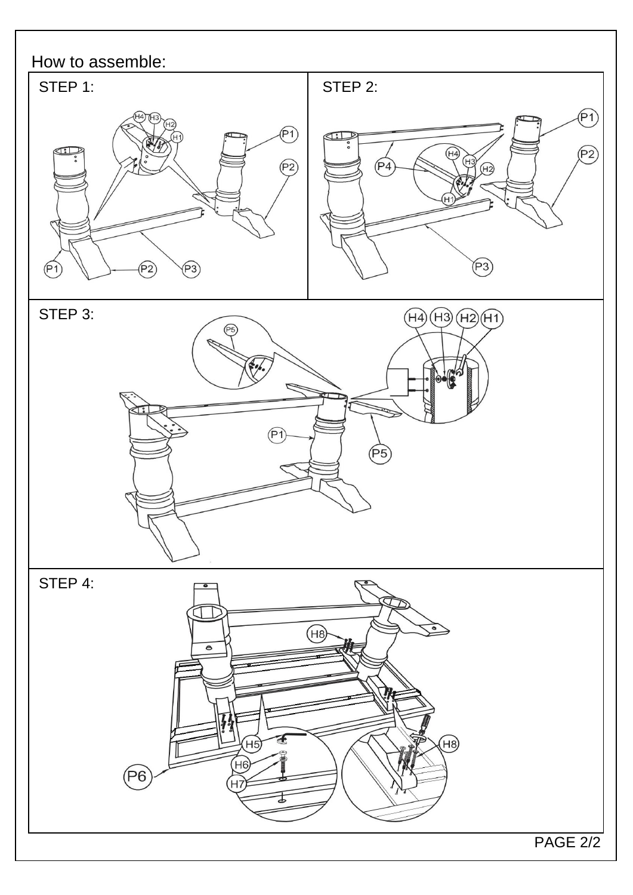# How to assemble:

## STEP 1:

H4 H3 H2 H1

P1 P2

P1 P2 P3

## STEP 2:

P1 P2

P4 H4 H3 H2 H1

P3

## STEP 3:

P5

H4 H3 H2 H1

P1

P5

## STEP 4:

H8

H5

H6

H7

P6

H8